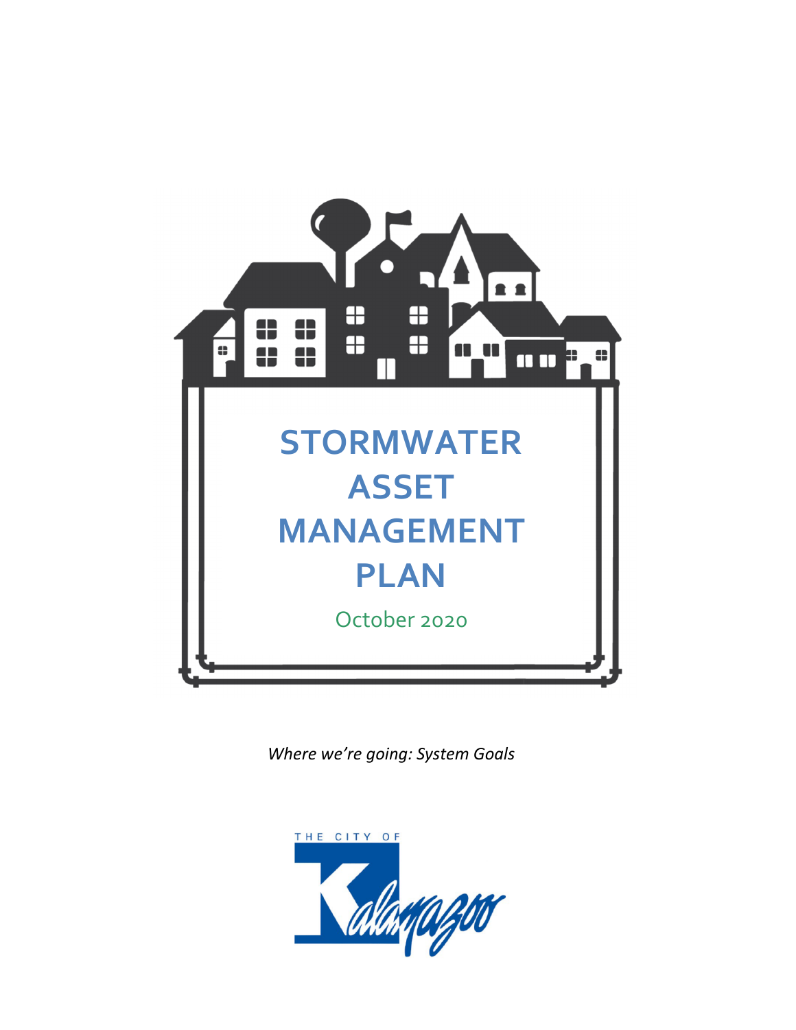# STORMWATER ASSET MANAGEMENT PLAN

October 2020

*Where we're going: System Goals*

THE CITY OF Kalamazoo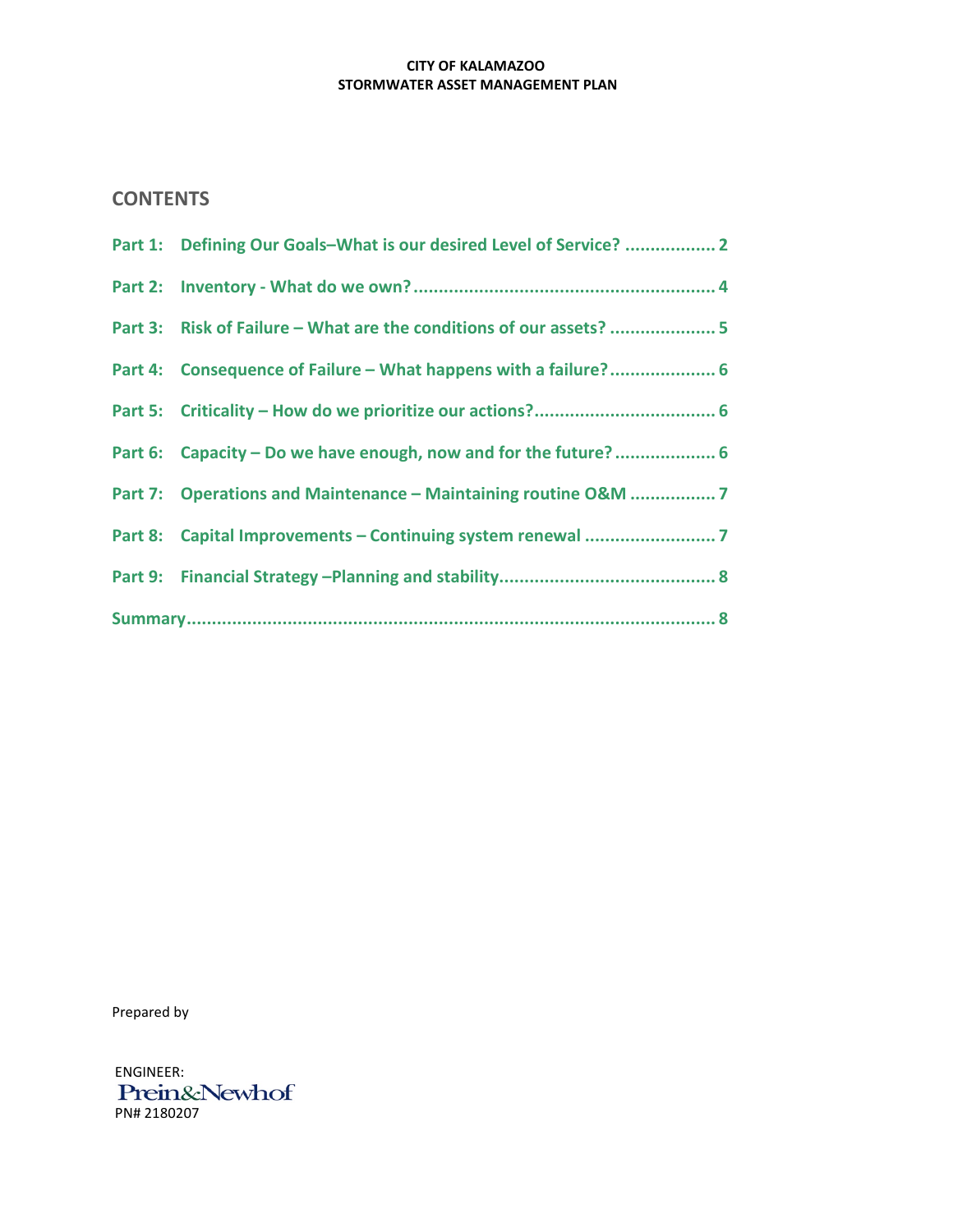CITY OF KALAMAZOO
STORMWATER ASSET MANAGEMENT PLAN

## CONTENTS

- Part 1: Defining Our Goals–What is our desired Level of Service? .................. 2
- Part 2: Inventory - What do we own? ............................................................ 4
- Part 3: Risk of Failure – What are the conditions of our assets? ..................... 5
- Part 4: Consequence of Failure – What happens with a failure? ..................... 6
- Part 5: Criticality – How do we prioritize our actions? .................................... 6
- Part 6: Capacity – Do we have enough, now and for the future? .................... 6
- Part 7: Operations and Maintenance – Maintaining routine O&M ................. 7
- Part 8: Capital Improvements – Continuing system renewal .......................... 7
- Part 9: Financial Strategy –Planning and stability ........................................... 8
- Summary ......................................................................................................... 8

Prepared by

ENGINEER:
Prein&Newhof
PN# 2180207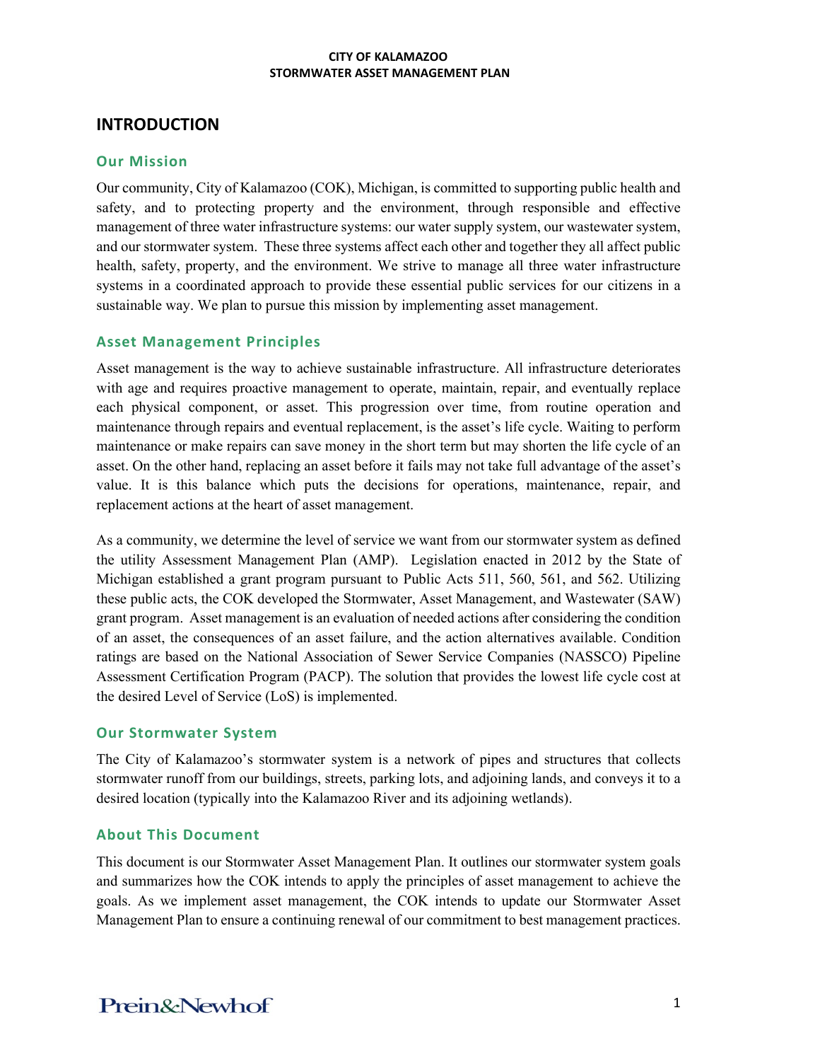# INTRODUCTION

## Our Mission

Our community, City of Kalamazoo (COK), Michigan, is committed to supporting public health and safety, and to protecting property and the environment, through responsible and effective management of three water infrastructure systems: our water supply system, our wastewater system, and our stormwater system. These three systems affect each other and together they all affect public health, safety, property, and the environment. We strive to manage all three water infrastructure systems in a coordinated approach to provide these essential public services for our citizens in a sustainable way. We plan to pursue this mission by implementing asset management.

## Asset Management Principles

Asset management is the way to achieve sustainable infrastructure. All infrastructure deteriorates with age and requires proactive management to operate, maintain, repair, and eventually replace each physical component, or asset. This progression over time, from routine operation and maintenance through repairs and eventual replacement, is the asset's life cycle. Waiting to perform maintenance or make repairs can save money in the short term but may shorten the life cycle of an asset. On the other hand, replacing an asset before it fails may not take full advantage of the asset's value. It is this balance which puts the decisions for operations, maintenance, repair, and replacement actions at the heart of asset management.

As a community, we determine the level of service we want from our stormwater system as defined the utility Assessment Management Plan (AMP). Legislation enacted in 2012 by the State of Michigan established a grant program pursuant to Public Acts 511, 560, 561, and 562. Utilizing these public acts, the COK developed the Stormwater, Asset Management, and Wastewater (SAW) grant program. Asset management is an evaluation of needed actions after considering the condition of an asset, the consequences of an asset failure, and the action alternatives available. Condition ratings are based on the National Association of Sewer Service Companies (NASSCO) Pipeline Assessment Certification Program (PACP). The solution that provides the lowest life cycle cost at the desired Level of Service (LoS) is implemented.

## Our Stormwater System

The City of Kalamazoo's stormwater system is a network of pipes and structures that collects stormwater runoff from our buildings, streets, parking lots, and adjoining lands, and conveys it to a desired location (typically into the Kalamazoo River and its adjoining wetlands).

## About This Document

This document is our Stormwater Asset Management Plan. It outlines our stormwater system goals and summarizes how the COK intends to apply the principles of asset management to achieve the goals. As we implement asset management, the COK intends to update our Stormwater Asset Management Plan to ensure a continuing renewal of our commitment to best management practices.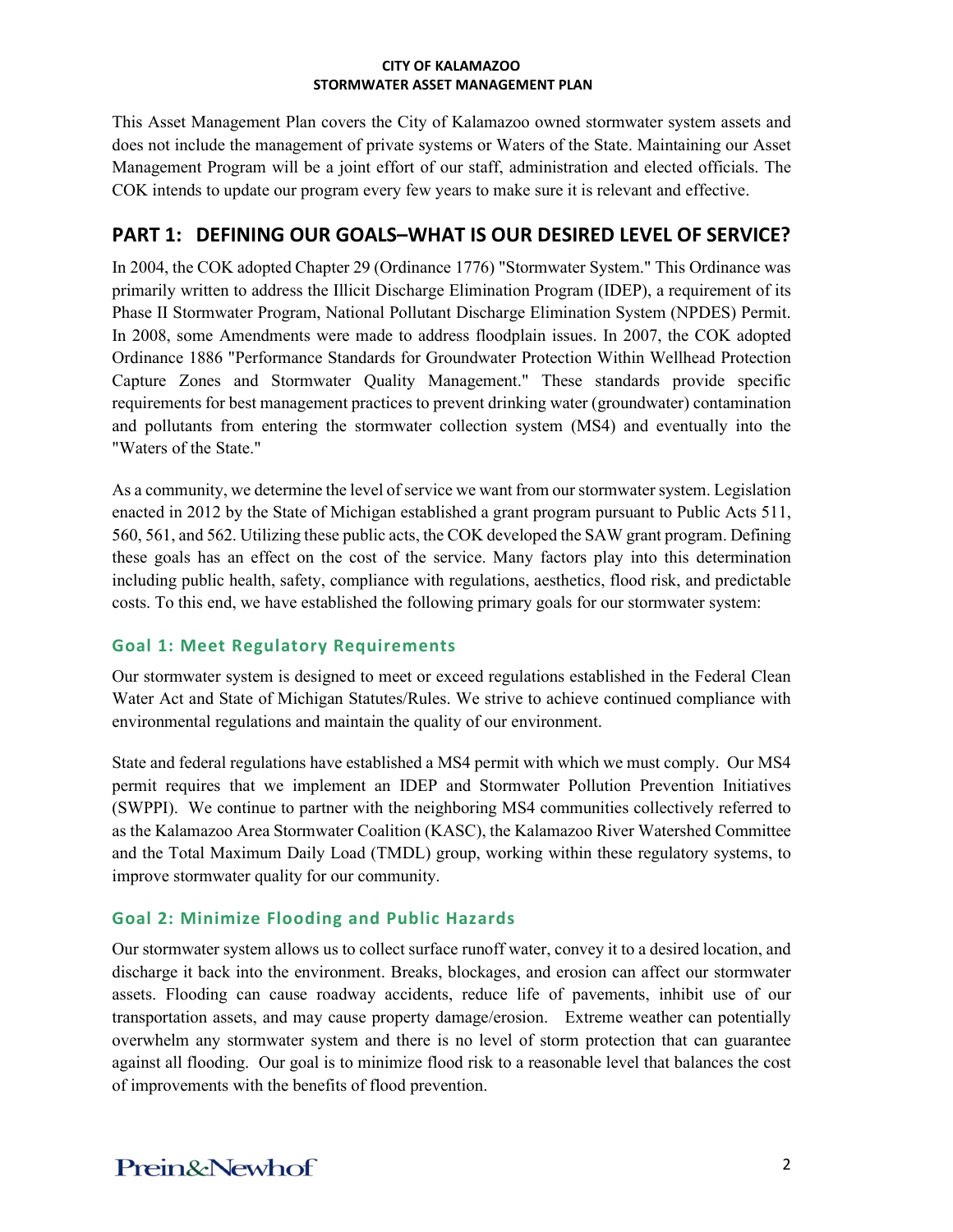This Asset Management Plan covers the City of Kalamazoo owned stormwater system assets and does not include the management of private systems or Waters of the State. Maintaining our Asset Management Program will be a joint effort of our staff, administration and elected officials. The COK intends to update our program every few years to make sure it is relevant and effective.

## PART 1: DEFINING OUR GOALS–WHAT IS OUR DESIRED LEVEL OF SERVICE?

In 2004, the COK adopted Chapter 29 (Ordinance 1776) "Stormwater System." This Ordinance was primarily written to address the Illicit Discharge Elimination Program (IDEP), a requirement of its Phase II Stormwater Program, National Pollutant Discharge Elimination System (NPDES) Permit. In 2008, some Amendments were made to address floodplain issues. In 2007, the COK adopted Ordinance 1886 "Performance Standards for Groundwater Protection Within Wellhead Protection Capture Zones and Stormwater Quality Management." These standards provide specific requirements for best management practices to prevent drinking water (groundwater) contamination and pollutants from entering the stormwater collection system (MS4) and eventually into the "Waters of the State."

As a community, we determine the level of service we want from our stormwater system. Legislation enacted in 2012 by the State of Michigan established a grant program pursuant to Public Acts 511, 560, 561, and 562. Utilizing these public acts, the COK developed the SAW grant program. Defining these goals has an effect on the cost of the service. Many factors play into this determination including public health, safety, compliance with regulations, aesthetics, flood risk, and predictable costs. To this end, we have established the following primary goals for our stormwater system:

### Goal 1: Meet Regulatory Requirements

Our stormwater system is designed to meet or exceed regulations established in the Federal Clean Water Act and State of Michigan Statutes/Rules. We strive to achieve continued compliance with environmental regulations and maintain the quality of our environment.

State and federal regulations have established a MS4 permit with which we must comply. Our MS4 permit requires that we implement an IDEP and Stormwater Pollution Prevention Initiatives (SWPPI). We continue to partner with the neighboring MS4 communities collectively referred to as the Kalamazoo Area Stormwater Coalition (KASC), the Kalamazoo River Watershed Committee and the Total Maximum Daily Load (TMDL) group, working within these regulatory systems, to improve stormwater quality for our community.

### Goal 2: Minimize Flooding and Public Hazards

Our stormwater system allows us to collect surface runoff water, convey it to a desired location, and discharge it back into the environment. Breaks, blockages, and erosion can affect our stormwater assets. Flooding can cause roadway accidents, reduce life of pavements, inhibit use of our transportation assets, and may cause property damage/erosion. Extreme weather can potentially overwhelm any stormwater system and there is no level of storm protection that can guarantee against all flooding. Our goal is to minimize flood risk to a reasonable level that balances the cost of improvements with the benefits of flood prevention.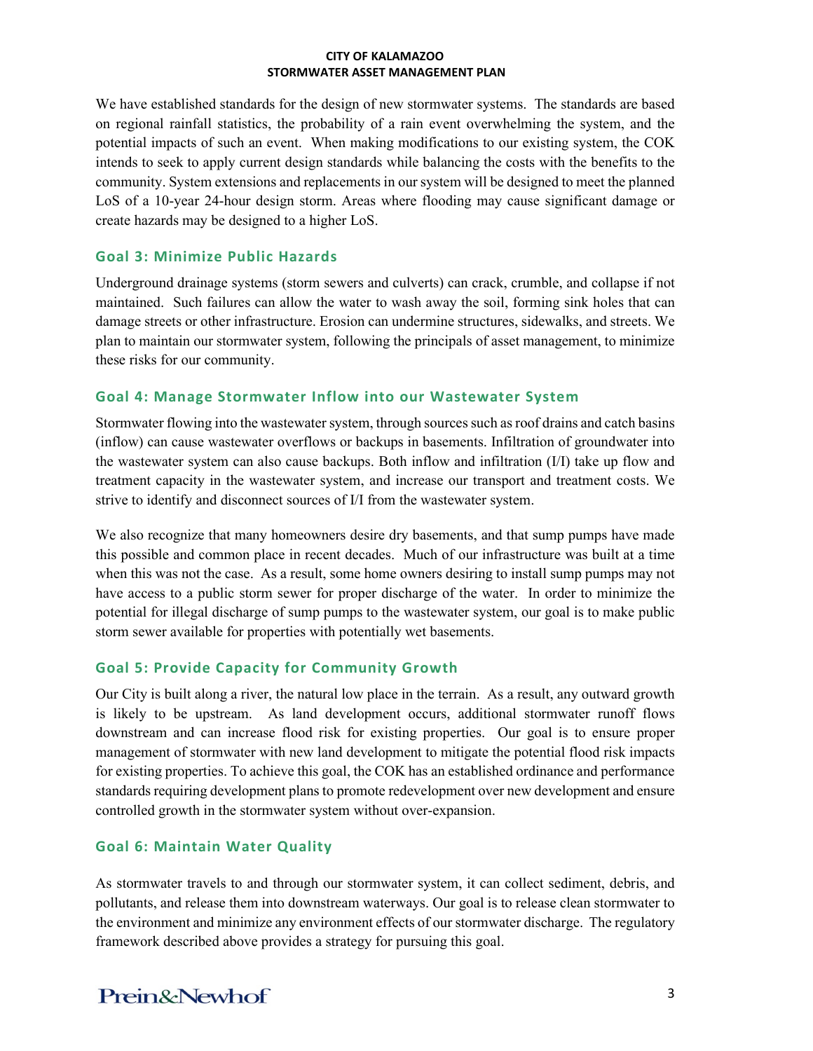We have established standards for the design of new stormwater systems. The standards are based on regional rainfall statistics, the probability of a rain event overwhelming the system, and the potential impacts of such an event. When making modifications to our existing system, the COK intends to seek to apply current design standards while balancing the costs with the benefits to the community. System extensions and replacements in our system will be designed to meet the planned LoS of a 10-year 24-hour design storm. Areas where flooding may cause significant damage or create hazards may be designed to a higher LoS.

### Goal 3: Minimize Public Hazards

Underground drainage systems (storm sewers and culverts) can crack, crumble, and collapse if not maintained. Such failures can allow the water to wash away the soil, forming sink holes that can damage streets or other infrastructure. Erosion can undermine structures, sidewalks, and streets. We plan to maintain our stormwater system, following the principals of asset management, to minimize these risks for our community.

### Goal 4: Manage Stormwater Inflow into our Wastewater System

Stormwater flowing into the wastewater system, through sources such as roof drains and catch basins (inflow) can cause wastewater overflows or backups in basements. Infiltration of groundwater into the wastewater system can also cause backups. Both inflow and infiltration (I/I) take up flow and treatment capacity in the wastewater system, and increase our transport and treatment costs. We strive to identify and disconnect sources of I/I from the wastewater system.

We also recognize that many homeowners desire dry basements, and that sump pumps have made this possible and common place in recent decades. Much of our infrastructure was built at a time when this was not the case. As a result, some home owners desiring to install sump pumps may not have access to a public storm sewer for proper discharge of the water. In order to minimize the potential for illegal discharge of sump pumps to the wastewater system, our goal is to make public storm sewer available for properties with potentially wet basements.

### Goal 5: Provide Capacity for Community Growth

Our City is built along a river, the natural low place in the terrain. As a result, any outward growth is likely to be upstream. As land development occurs, additional stormwater runoff flows downstream and can increase flood risk for existing properties. Our goal is to ensure proper management of stormwater with new land development to mitigate the potential flood risk impacts for existing properties. To achieve this goal, the COK has an established ordinance and performance standards requiring development plans to promote redevelopment over new development and ensure controlled growth in the stormwater system without over-expansion.

### Goal 6: Maintain Water Quality

As stormwater travels to and through our stormwater system, it can collect sediment, debris, and pollutants, and release them into downstream waterways. Our goal is to release clean stormwater to the environment and minimize any environment effects of our stormwater discharge. The regulatory framework described above provides a strategy for pursuing this goal.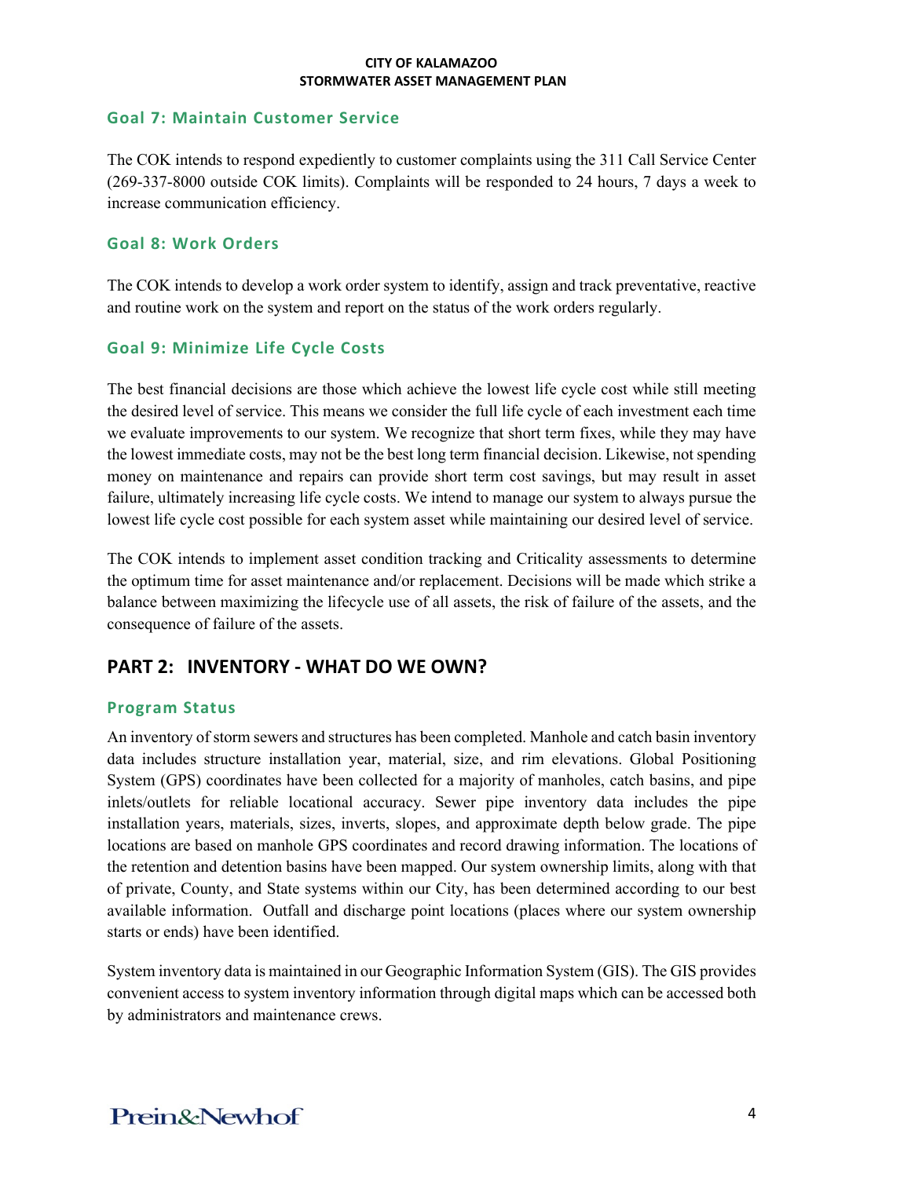### Goal 7: Maintain Customer Service

The COK intends to respond expediently to customer complaints using the 311 Call Service Center (269-337-8000 outside COK limits). Complaints will be responded to 24 hours, 7 days a week to increase communication efficiency.

### Goal 8: Work Orders

The COK intends to develop a work order system to identify, assign and track preventative, reactive and routine work on the system and report on the status of the work orders regularly.

### Goal 9: Minimize Life Cycle Costs

The best financial decisions are those which achieve the lowest life cycle cost while still meeting the desired level of service. This means we consider the full life cycle of each investment each time we evaluate improvements to our system. We recognize that short term fixes, while they may have the lowest immediate costs, may not be the best long term financial decision. Likewise, not spending money on maintenance and repairs can provide short term cost savings, but may result in asset failure, ultimately increasing life cycle costs. We intend to manage our system to always pursue the lowest life cycle cost possible for each system asset while maintaining our desired level of service.

The COK intends to implement asset condition tracking and Criticality assessments to determine the optimum time for asset maintenance and/or replacement. Decisions will be made which strike a balance between maximizing the lifecycle use of all assets, the risk of failure of the assets, and the consequence of failure of the assets.

## PART 2: INVENTORY - WHAT DO WE OWN?

### Program Status

An inventory of storm sewers and structures has been completed. Manhole and catch basin inventory data includes structure installation year, material, size, and rim elevations. Global Positioning System (GPS) coordinates have been collected for a majority of manholes, catch basins, and pipe inlets/outlets for reliable locational accuracy. Sewer pipe inventory data includes the pipe installation years, materials, sizes, inverts, slopes, and approximate depth below grade. The pipe locations are based on manhole GPS coordinates and record drawing information. The locations of the retention and detention basins have been mapped. Our system ownership limits, along with that of private, County, and State systems within our City, has been determined according to our best available information. Outfall and discharge point locations (places where our system ownership starts or ends) have been identified.

System inventory data is maintained in our Geographic Information System (GIS). The GIS provides convenient access to system inventory information through digital maps which can be accessed both by administrators and maintenance crews.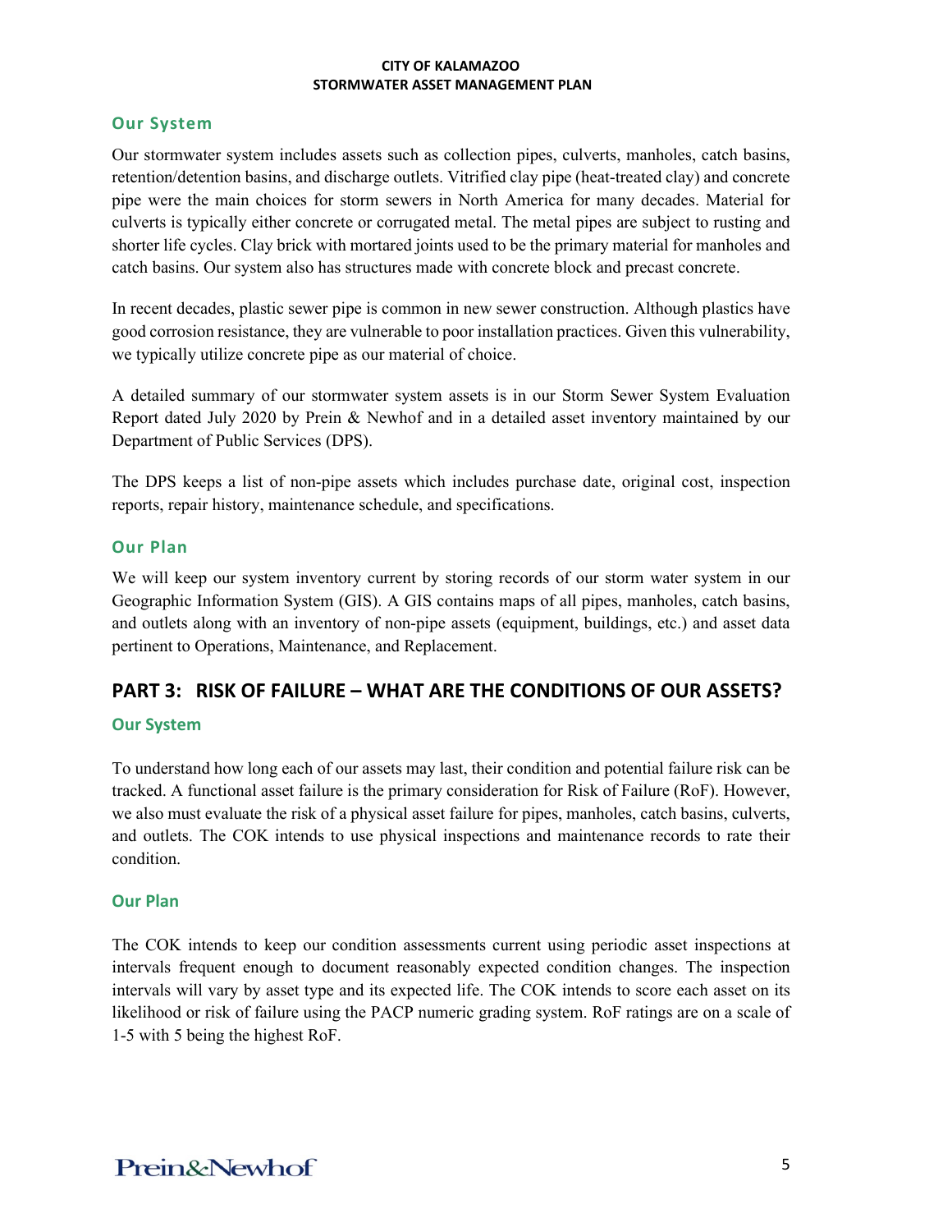### Our System

Our stormwater system includes assets such as collection pipes, culverts, manholes, catch basins, retention/detention basins, and discharge outlets. Vitrified clay pipe (heat-treated clay) and concrete pipe were the main choices for storm sewers in North America for many decades. Material for culverts is typically either concrete or corrugated metal. The metal pipes are subject to rusting and shorter life cycles. Clay brick with mortared joints used to be the primary material for manholes and catch basins. Our system also has structures made with concrete block and precast concrete.

In recent decades, plastic sewer pipe is common in new sewer construction. Although plastics have good corrosion resistance, they are vulnerable to poor installation practices. Given this vulnerability, we typically utilize concrete pipe as our material of choice.

A detailed summary of our stormwater system assets is in our Storm Sewer System Evaluation Report dated July 2020 by Prein & Newhof and in a detailed asset inventory maintained by our Department of Public Services (DPS).

The DPS keeps a list of non-pipe assets which includes purchase date, original cost, inspection reports, repair history, maintenance schedule, and specifications.

### Our Plan

We will keep our system inventory current by storing records of our storm water system in our Geographic Information System (GIS). A GIS contains maps of all pipes, manholes, catch basins, and outlets along with an inventory of non-pipe assets (equipment, buildings, etc.) and asset data pertinent to Operations, Maintenance, and Replacement.

## PART 3: RISK OF FAILURE – WHAT ARE THE CONDITIONS OF OUR ASSETS?

### Our System

To understand how long each of our assets may last, their condition and potential failure risk can be tracked. A functional asset failure is the primary consideration for Risk of Failure (RoF). However, we also must evaluate the risk of a physical asset failure for pipes, manholes, catch basins, culverts, and outlets. The COK intends to use physical inspections and maintenance records to rate their condition.

### Our Plan

The COK intends to keep our condition assessments current using periodic asset inspections at intervals frequent enough to document reasonably expected condition changes. The inspection intervals will vary by asset type and its expected life. The COK intends to score each asset on its likelihood or risk of failure using the PACP numeric grading system. RoF ratings are on a scale of 1-5 with 5 being the highest RoF.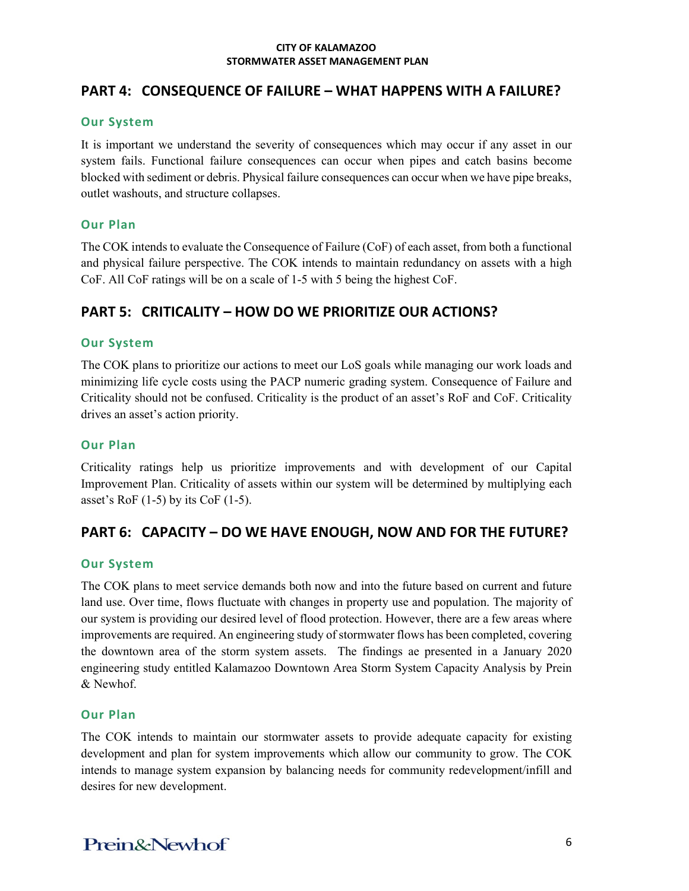## PART 4: CONSEQUENCE OF FAILURE – WHAT HAPPENS WITH A FAILURE?

### Our System

It is important we understand the severity of consequences which may occur if any asset in our system fails. Functional failure consequences can occur when pipes and catch basins become blocked with sediment or debris. Physical failure consequences can occur when we have pipe breaks, outlet washouts, and structure collapses.

### Our Plan

The COK intends to evaluate the Consequence of Failure (CoF) of each asset, from both a functional and physical failure perspective. The COK intends to maintain redundancy on assets with a high CoF. All CoF ratings will be on a scale of 1-5 with 5 being the highest CoF.

## PART 5: CRITICALITY – HOW DO WE PRIORITIZE OUR ACTIONS?

### Our System

The COK plans to prioritize our actions to meet our LoS goals while managing our work loads and minimizing life cycle costs using the PACP numeric grading system. Consequence of Failure and Criticality should not be confused. Criticality is the product of an asset's RoF and CoF. Criticality drives an asset's action priority.

### Our Plan

Criticality ratings help us prioritize improvements and with development of our Capital Improvement Plan. Criticality of assets within our system will be determined by multiplying each asset's RoF (1-5) by its CoF (1-5).

## PART 6: CAPACITY – DO WE HAVE ENOUGH, NOW AND FOR THE FUTURE?

### Our System

The COK plans to meet service demands both now and into the future based on current and future land use. Over time, flows fluctuate with changes in property use and population. The majority of our system is providing our desired level of flood protection. However, there are a few areas where improvements are required. An engineering study of stormwater flows has been completed, covering the downtown area of the storm system assets. The findings ae presented in a January 2020 engineering study entitled Kalamazoo Downtown Area Storm System Capacity Analysis by Prein & Newhof.

### Our Plan

The COK intends to maintain our stormwater assets to provide adequate capacity for existing development and plan for system improvements which allow our community to grow. The COK intends to manage system expansion by balancing needs for community redevelopment/infill and desires for new development.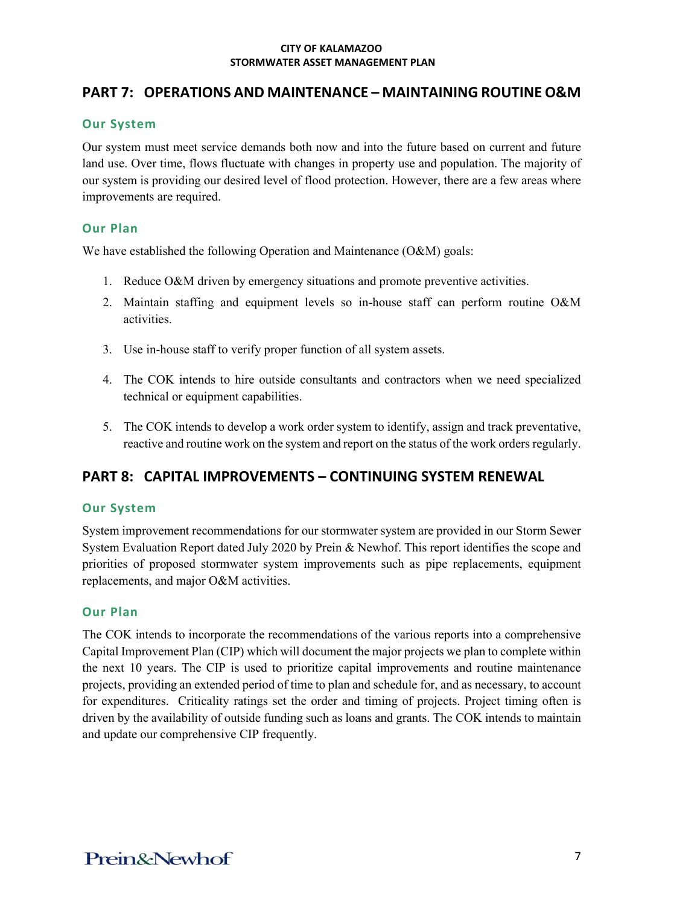## PART 7: OPERATIONS AND MAINTENANCE – MAINTAINING ROUTINE O&M

### Our System

Our system must meet service demands both now and into the future based on current and future land use. Over time, flows fluctuate with changes in property use and population. The majority of our system is providing our desired level of flood protection. However, there are a few areas where improvements are required.

### Our Plan

We have established the following Operation and Maintenance (O&M) goals:

1. Reduce O&M driven by emergency situations and promote preventive activities.
2. Maintain staffing and equipment levels so in-house staff can perform routine O&M activities.
3. Use in-house staff to verify proper function of all system assets.
4. The COK intends to hire outside consultants and contractors when we need specialized technical or equipment capabilities.
5. The COK intends to develop a work order system to identify, assign and track preventative, reactive and routine work on the system and report on the status of the work orders regularly.

## PART 8: CAPITAL IMPROVEMENTS – CONTINUING SYSTEM RENEWAL

### Our System

System improvement recommendations for our stormwater system are provided in our Storm Sewer System Evaluation Report dated July 2020 by Prein & Newhof. This report identifies the scope and priorities of proposed stormwater system improvements such as pipe replacements, equipment replacements, and major O&M activities.

### Our Plan

The COK intends to incorporate the recommendations of the various reports into a comprehensive Capital Improvement Plan (CIP) which will document the major projects we plan to complete within the next 10 years. The CIP is used to prioritize capital improvements and routine maintenance projects, providing an extended period of time to plan and schedule for, and as necessary, to account for expenditures. Criticality ratings set the order and timing of projects. Project timing often is driven by the availability of outside funding such as loans and grants. The COK intends to maintain and update our comprehensive CIP frequently.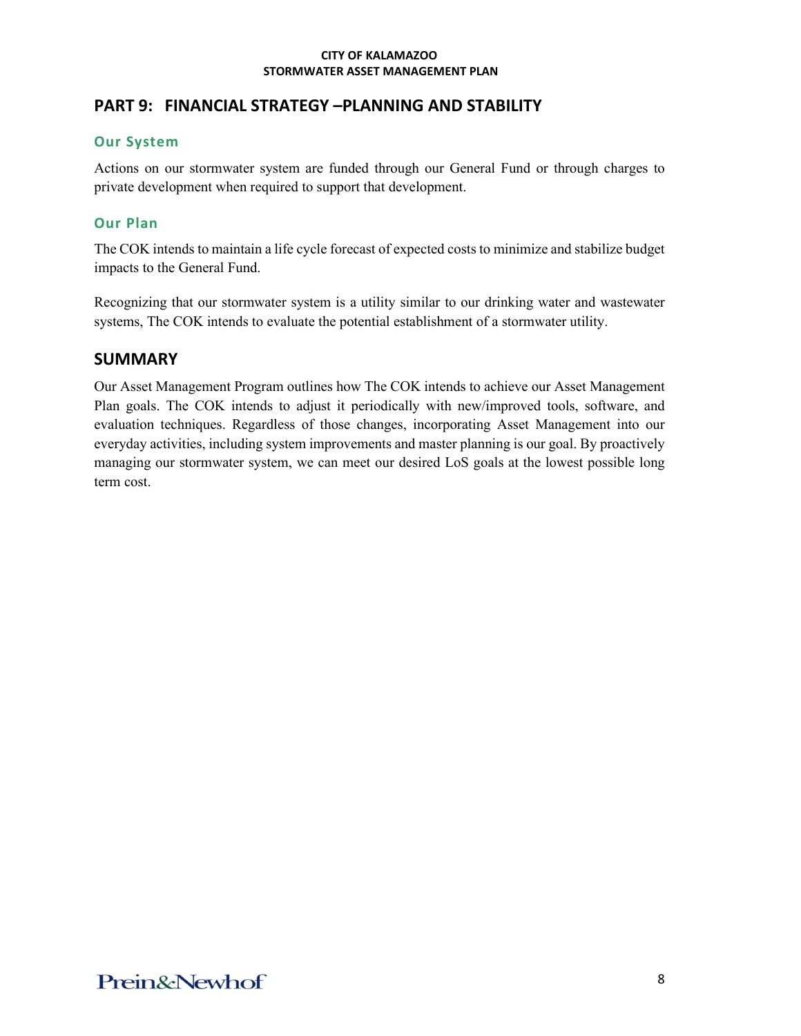## PART 9: FINANCIAL STRATEGY –PLANNING AND STABILITY

### Our System

Actions on our stormwater system are funded through our General Fund or through charges to private development when required to support that development.

### Our Plan

The COK intends to maintain a life cycle forecast of expected costs to minimize and stabilize budget impacts to the General Fund.

Recognizing that our stormwater system is a utility similar to our drinking water and wastewater systems, The COK intends to evaluate the potential establishment of a stormwater utility.

## SUMMARY

Our Asset Management Program outlines how The COK intends to achieve our Asset Management Plan goals. The COK intends to adjust it periodically with new/improved tools, software, and evaluation techniques. Regardless of those changes, incorporating Asset Management into our everyday activities, including system improvements and master planning is our goal. By proactively managing our stormwater system, we can meet our desired LoS goals at the lowest possible long term cost.